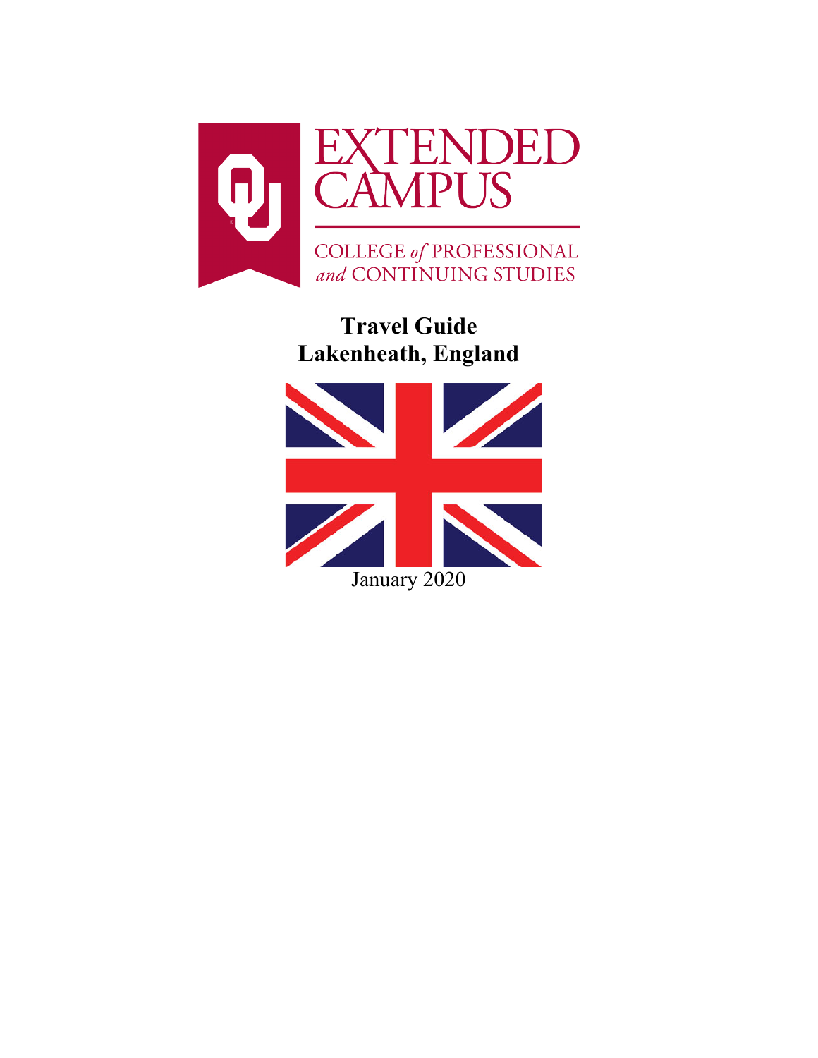EXTENDED CAMPUS

COLLEGE *of* PROFESSIONAL *and* CONTINUING STUDIES

# Travel Guide
# Lakenheath, England

January 2020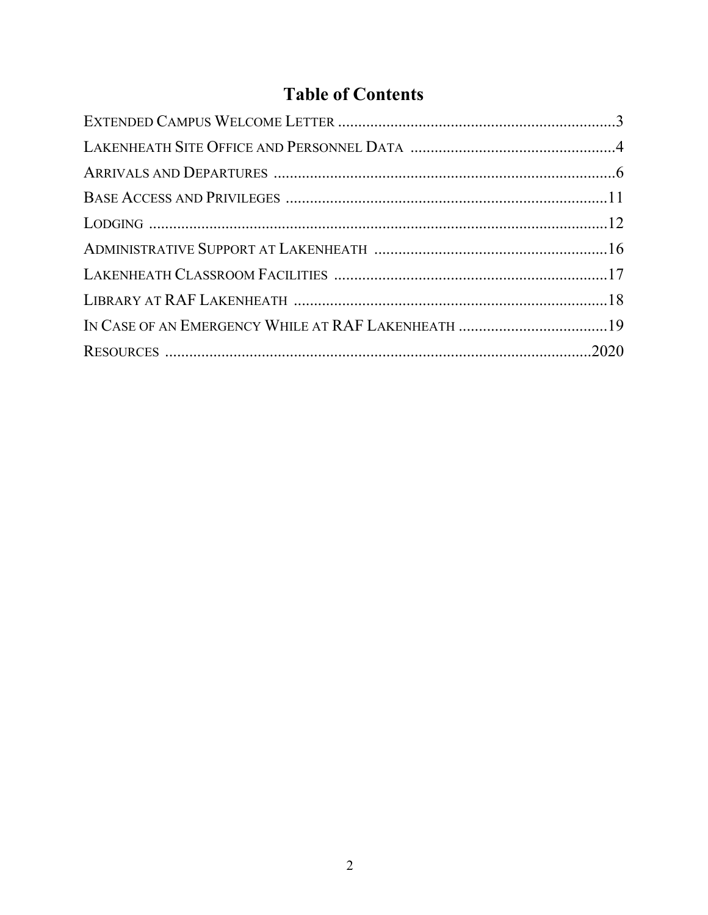# Table of Contents

EXTENDED CAMPUS WELCOME LETTER ....................................................................3

LAKENHEATH SITE OFFICE AND PERSONNEL DATA ..................................................4

ARRIVALS AND DEPARTURES ....................................................................................6

BASE ACCESS AND PRIVILEGES ...............................................................................11

LODGING ..................................................................................................................12

ADMINISTRATIVE SUPPORT AT LAKENHEATH ..........................................................16

LAKENHEATH CLASSROOM FACILITIES ....................................................................17

LIBRARY AT RAF LAKENHEATH .............................................................................18

IN CASE OF AN EMERGENCY WHILE AT RAF LAKENHEATH .....................................19

RESOURCES ..........................................................................................................2020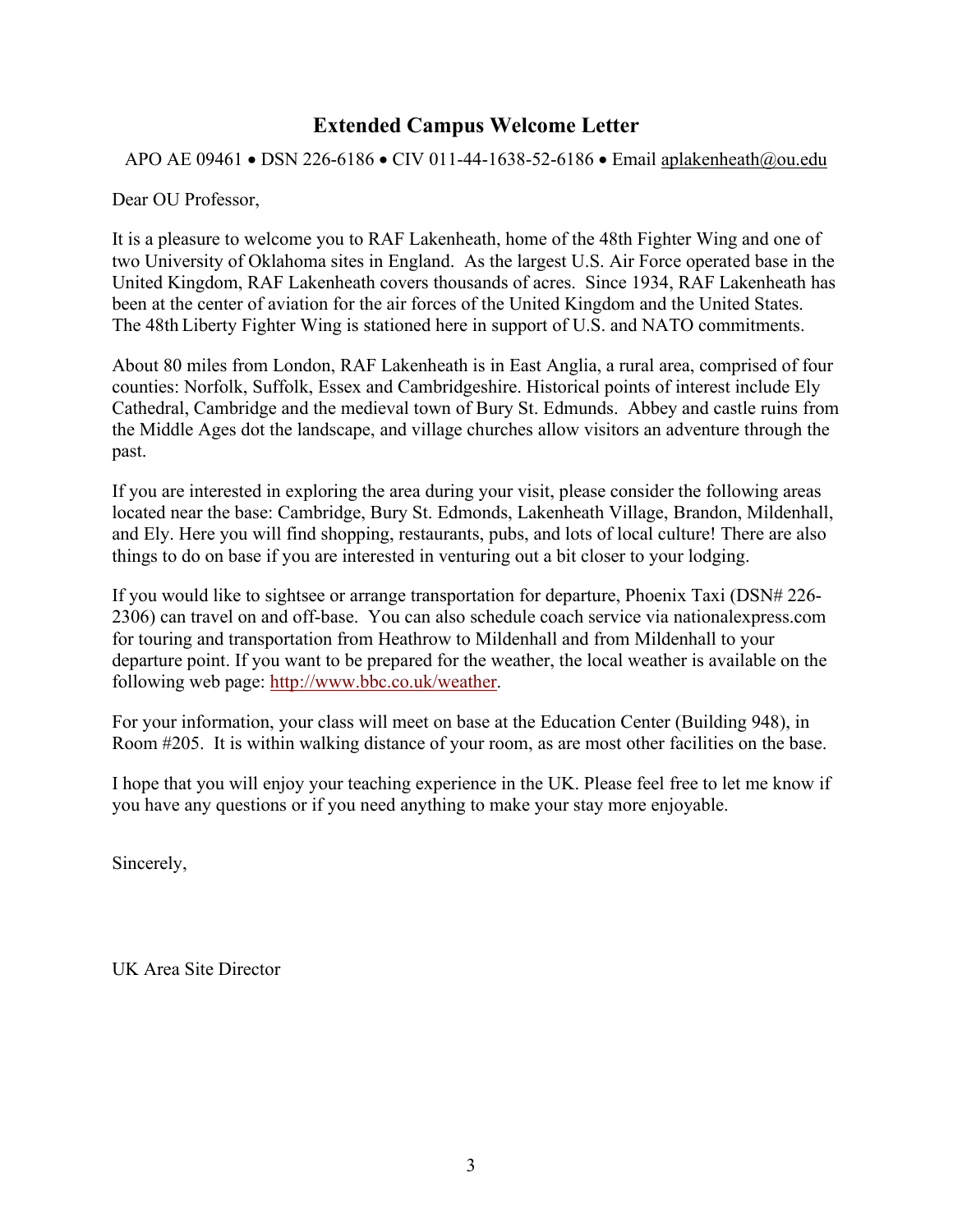## Extended Campus Welcome Letter

APO AE 09461 • DSN 226-6186 • CIV 011-44-1638-52-6186 • Email aplakenheath@ou.edu

Dear OU Professor,

It is a pleasure to welcome you to RAF Lakenheath, home of the 48th Fighter Wing and one of two University of Oklahoma sites in England. As the largest U.S. Air Force operated base in the United Kingdom, RAF Lakenheath covers thousands of acres. Since 1934, RAF Lakenheath has been at the center of aviation for the air forces of the United Kingdom and the United States. The 48th Liberty Fighter Wing is stationed here in support of U.S. and NATO commitments.

About 80 miles from London, RAF Lakenheath is in East Anglia, a rural area, comprised of four counties: Norfolk, Suffolk, Essex and Cambridgeshire. Historical points of interest include Ely Cathedral, Cambridge and the medieval town of Bury St. Edmunds. Abbey and castle ruins from the Middle Ages dot the landscape, and village churches allow visitors an adventure through the past.

If you are interested in exploring the area during your visit, please consider the following areas located near the base: Cambridge, Bury St. Edmonds, Lakenheath Village, Brandon, Mildenhall, and Ely. Here you will find shopping, restaurants, pubs, and lots of local culture! There are also things to do on base if you are interested in venturing out a bit closer to your lodging.

If you would like to sightsee or arrange transportation for departure, Phoenix Taxi (DSN# 226-2306) can travel on and off-base. You can also schedule coach service via nationalexpress.com for touring and transportation from Heathrow to Mildenhall and from Mildenhall to your departure point. If you want to be prepared for the weather, the local weather is available on the following web page: http://www.bbc.co.uk/weather.

For your information, your class will meet on base at the Education Center (Building 948), in Room #205. It is within walking distance of your room, as are most other facilities on the base.

I hope that you will enjoy your teaching experience in the UK. Please feel free to let me know if you have any questions or if you need anything to make your stay more enjoyable.

Sincerely,

UK Area Site Director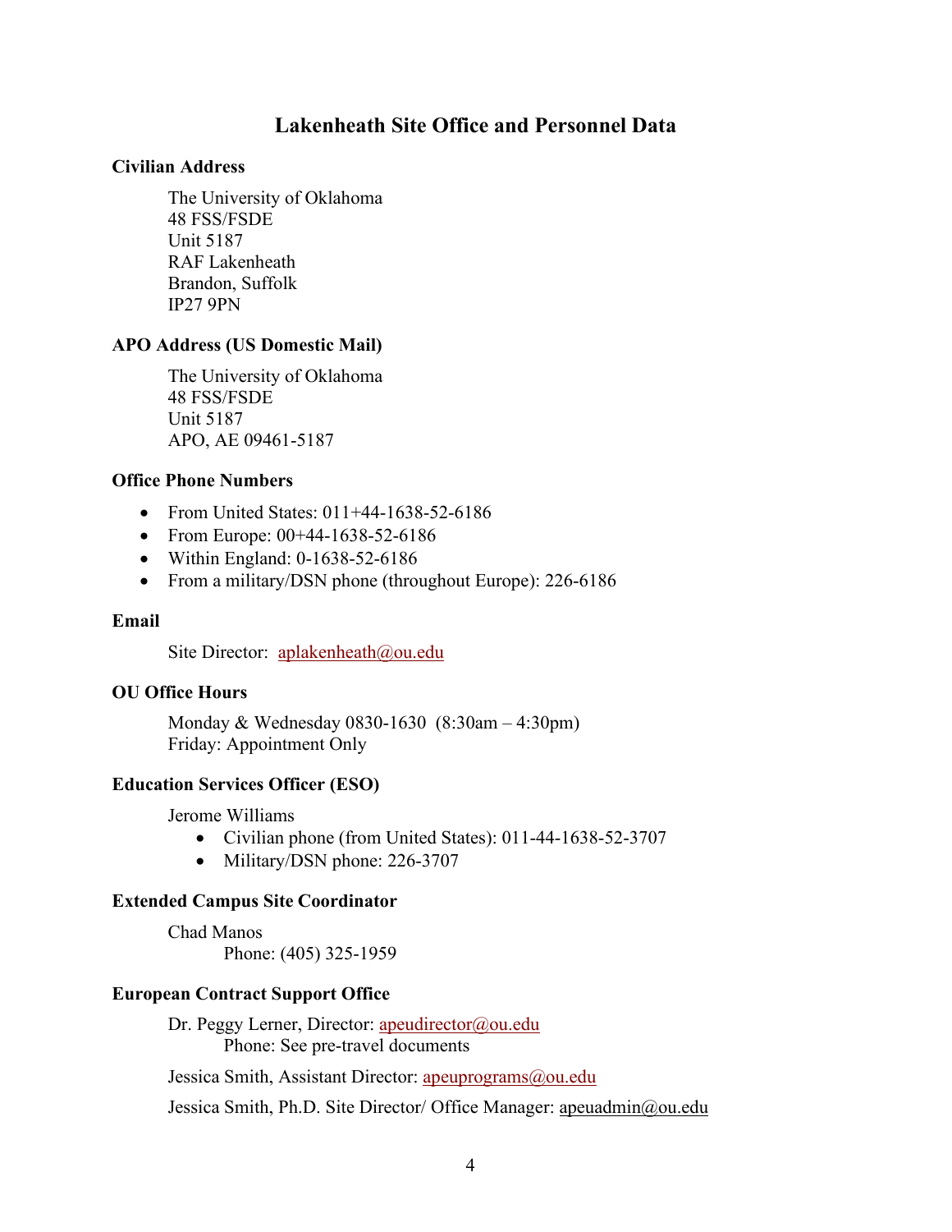# Lakenheath Site Office and Personnel Data

**Civilian Address**

The University of Oklahoma
48 FSS/FSDE
Unit 5187
RAF Lakenheath
Brandon, Suffolk
IP27 9PN

**APO Address (US Domestic Mail)**

The University of Oklahoma
48 FSS/FSDE
Unit 5187
APO, AE 09461-5187

**Office Phone Numbers**

- From United States: 011+44-1638-52-6186
- From Europe: 00+44-1638-52-6186
- Within England: 0-1638-52-6186
- From a military/DSN phone (throughout Europe): 226-6186

**Email**

Site Director: aplakenheath@ou.edu

**OU Office Hours**

Monday & Wednesday 0830-1630 (8:30am – 4:30pm)
Friday: Appointment Only

**Education Services Officer (ESO)**

Jerome Williams

- Civilian phone (from United States): 011-44-1638-52-3707
- Military/DSN phone: 226-3707

**Extended Campus Site Coordinator**

Chad Manos
Phone: (405) 325-1959

**European Contract Support Office**

Dr. Peggy Lerner, Director: apeudirector@ou.edu
Phone: See pre-travel documents

Jessica Smith, Assistant Director: apeuprograms@ou.edu

Jessica Smith, Ph.D. Site Director/ Office Manager: apeuadmin@ou.edu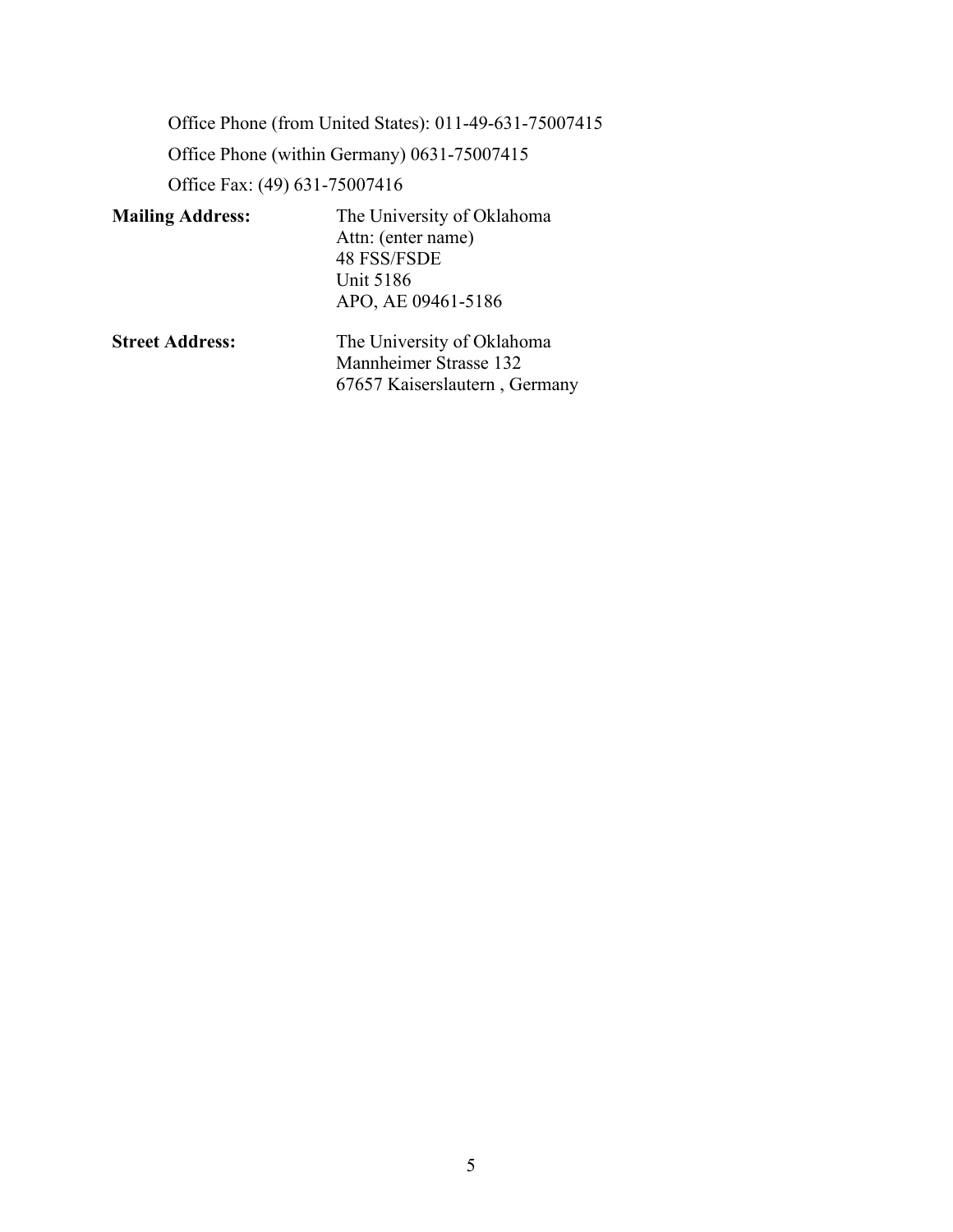Office Phone (from United States): 011-49-631-75007415

Office Phone (within Germany) 0631-75007415

Office Fax: (49) 631-75007416

**Mailing Address:**

The University of Oklahoma
Attn: (enter name)
48 FSS/FSDE
Unit 5186
APO, AE 09461-5186

**Street Address:**

The University of Oklahoma
Mannheimer Strasse 132
67657 Kaiserslautern , Germany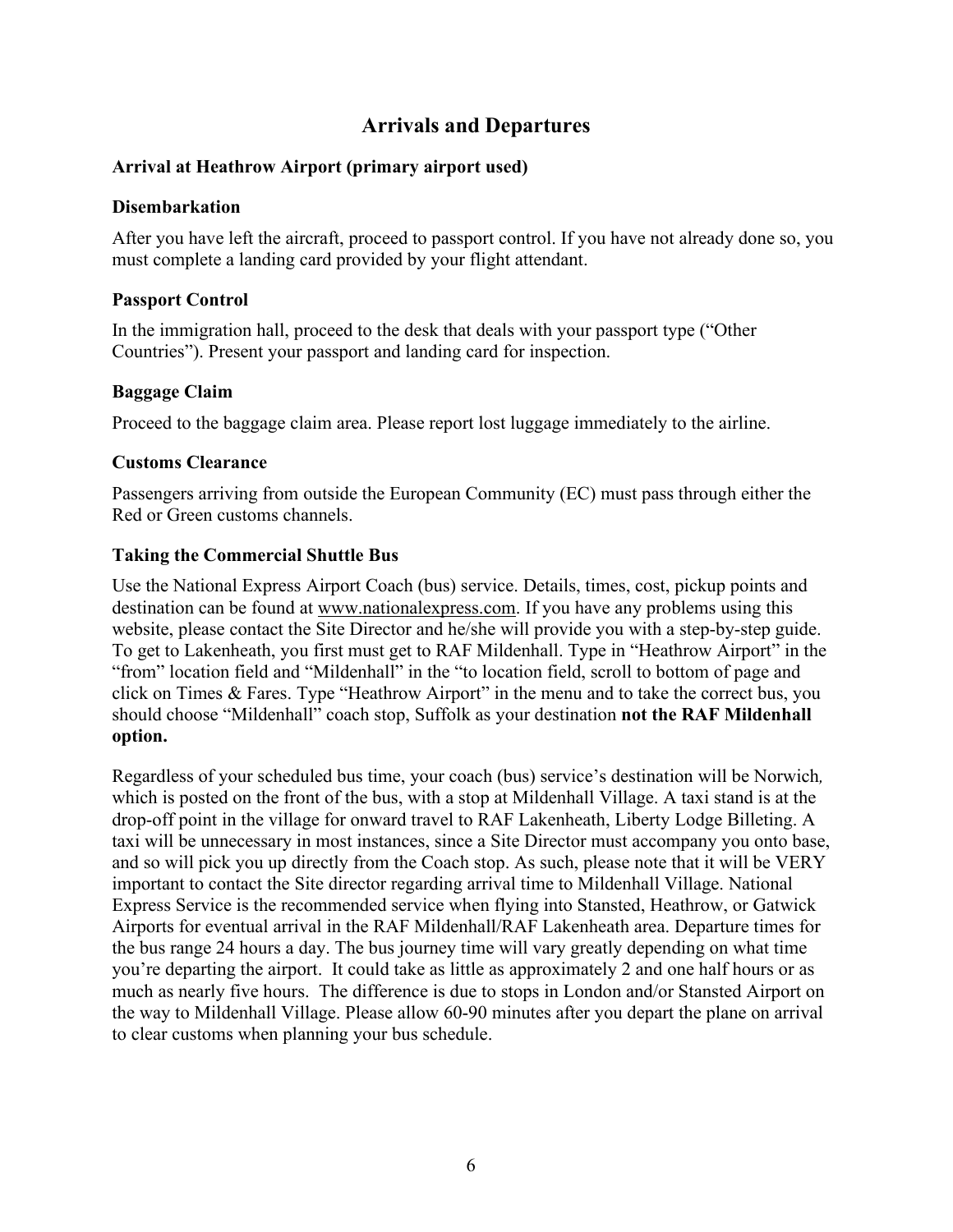# Arrivals and Departures

## Arrival at Heathrow Airport (primary airport used)

### Disembarkation

After you have left the aircraft, proceed to passport control. If you have not already done so, you must complete a landing card provided by your flight attendant.

### Passport Control

In the immigration hall, proceed to the desk that deals with your passport type ("Other Countries"). Present your passport and landing card for inspection.

### Baggage Claim

Proceed to the baggage claim area. Please report lost luggage immediately to the airline.

### Customs Clearance

Passengers arriving from outside the European Community (EC) must pass through either the Red or Green customs channels.

### Taking the Commercial Shuttle Bus

Use the National Express Airport Coach (bus) service. Details, times, cost, pickup points and destination can be found at www.nationalexpress.com. If you have any problems using this website, please contact the Site Director and he/she will provide you with a step-by-step guide. To get to Lakenheath, you first must get to RAF Mildenhall. Type in "Heathrow Airport" in the "from" location field and "Mildenhall" in the "to location field, scroll to bottom of page and click on Times & Fares. Type "Heathrow Airport" in the menu and to take the correct bus, you should choose "Mildenhall" coach stop, Suffolk as your destination **not the RAF Mildenhall option.**

Regardless of your scheduled bus time, your coach (bus) service's destination will be Norwich, which is posted on the front of the bus, with a stop at Mildenhall Village. A taxi stand is at the drop-off point in the village for onward travel to RAF Lakenheath, Liberty Lodge Billeting. A taxi will be unnecessary in most instances, since a Site Director must accompany you onto base, and so will pick you up directly from the Coach stop. As such, please note that it will be VERY important to contact the Site director regarding arrival time to Mildenhall Village. National Express Service is the recommended service when flying into Stansted, Heathrow, or Gatwick Airports for eventual arrival in the RAF Mildenhall/RAF Lakenheath area. Departure times for the bus range 24 hours a day. The bus journey time will vary greatly depending on what time you're departing the airport. It could take as little as approximately 2 and one half hours or as much as nearly five hours. The difference is due to stops in London and/or Stansted Airport on the way to Mildenhall Village. Please allow 60-90 minutes after you depart the plane on arrival to clear customs when planning your bus schedule.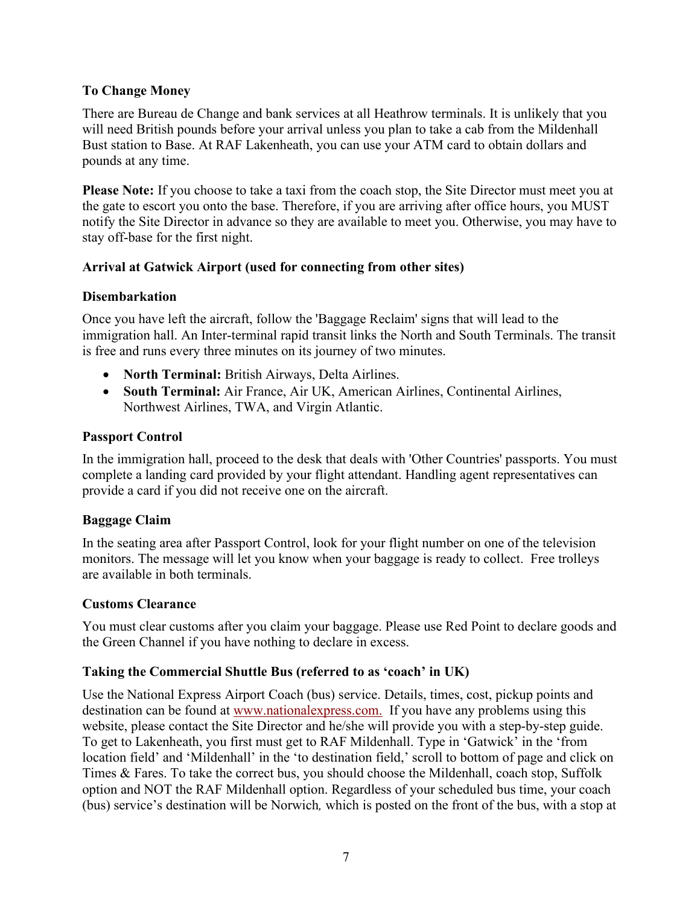**To Change Money**

There are Bureau de Change and bank services at all Heathrow terminals. It is unlikely that you will need British pounds before your arrival unless you plan to take a cab from the Mildenhall Bust station to Base. At RAF Lakenheath, you can use your ATM card to obtain dollars and pounds at any time.

**Please Note:** If you choose to take a taxi from the coach stop, the Site Director must meet you at the gate to escort you onto the base. Therefore, if you are arriving after office hours, you MUST notify the Site Director in advance so they are available to meet you. Otherwise, you may have to stay off-base for the first night.

**Arrival at Gatwick Airport (used for connecting from other sites)**

**Disembarkation**

Once you have left the aircraft, follow the 'Baggage Reclaim' signs that will lead to the immigration hall. An Inter-terminal rapid transit links the North and South Terminals. The transit is free and runs every three minutes on its journey of two minutes.

- **North Terminal:** British Airways, Delta Airlines.
- **South Terminal:** Air France, Air UK, American Airlines, Continental Airlines, Northwest Airlines, TWA, and Virgin Atlantic.

**Passport Control**

In the immigration hall, proceed to the desk that deals with 'Other Countries' passports. You must complete a landing card provided by your flight attendant. Handling agent representatives can provide a card if you did not receive one on the aircraft.

**Baggage Claim**

In the seating area after Passport Control, look for your flight number on one of the television monitors. The message will let you know when your baggage is ready to collect. Free trolleys are available in both terminals.

**Customs Clearance**

You must clear customs after you claim your baggage. Please use Red Point to declare goods and the Green Channel if you have nothing to declare in excess.

**Taking the Commercial Shuttle Bus (referred to as 'coach' in UK)**

Use the National Express Airport Coach (bus) service. Details, times, cost, pickup points and destination can be found at [www.nationalexpress.com.](http://www.nationalexpress.com) If you have any problems using this website, please contact the Site Director and he/she will provide you with a step-by-step guide. To get to Lakenheath, you first must get to RAF Mildenhall. Type in 'Gatwick' in the 'from location field' and 'Mildenhall' in the 'to destination field,' scroll to bottom of page and click on Times & Fares. To take the correct bus, you should choose the Mildenhall, coach stop, Suffolk option and NOT the RAF Mildenhall option. Regardless of your scheduled bus time, your coach (bus) service's destination will be Norwich*,* which is posted on the front of the bus, with a stop at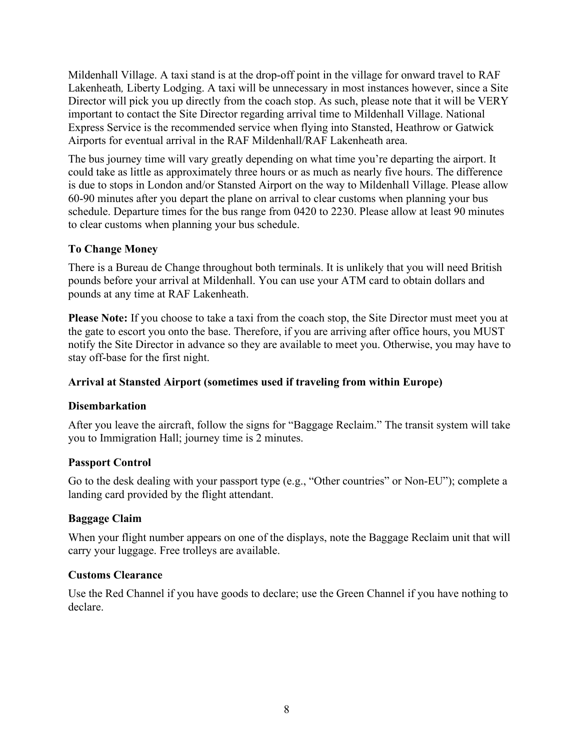Mildenhall Village. A taxi stand is at the drop-off point in the village for onward travel to RAF Lakenheath*,* Liberty Lodging. A taxi will be unnecessary in most instances however, since a Site Director will pick you up directly from the coach stop. As such, please note that it will be VERY important to contact the Site Director regarding arrival time to Mildenhall Village. National Express Service is the recommended service when flying into Stansted, Heathrow or Gatwick Airports for eventual arrival in the RAF Mildenhall/RAF Lakenheath area.

The bus journey time will vary greatly depending on what time you're departing the airport. It could take as little as approximately three hours or as much as nearly five hours. The difference is due to stops in London and/or Stansted Airport on the way to Mildenhall Village. Please allow 60-90 minutes after you depart the plane on arrival to clear customs when planning your bus schedule. Departure times for the bus range from 0420 to 2230. Please allow at least 90 minutes to clear customs when planning your bus schedule.

**To Change Money**

There is a Bureau de Change throughout both terminals. It is unlikely that you will need British pounds before your arrival at Mildenhall. You can use your ATM card to obtain dollars and pounds at any time at RAF Lakenheath.

**Please Note:** If you choose to take a taxi from the coach stop, the Site Director must meet you at the gate to escort you onto the base. Therefore, if you are arriving after office hours, you MUST notify the Site Director in advance so they are available to meet you. Otherwise, you may have to stay off-base for the first night.

**Arrival at Stansted Airport (sometimes used if traveling from within Europe)**

**Disembarkation**

After you leave the aircraft, follow the signs for "Baggage Reclaim." The transit system will take you to Immigration Hall; journey time is 2 minutes.

**Passport Control**

Go to the desk dealing with your passport type (e.g., "Other countries" or Non-EU"); complete a landing card provided by the flight attendant.

**Baggage Claim**

When your flight number appears on one of the displays, note the Baggage Reclaim unit that will carry your luggage. Free trolleys are available.

**Customs Clearance**

Use the Red Channel if you have goods to declare; use the Green Channel if you have nothing to declare.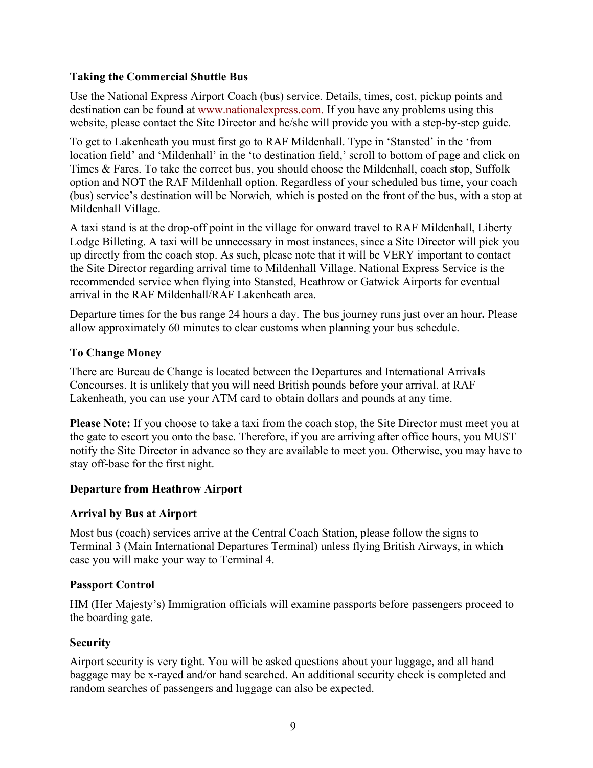**Taking the Commercial Shuttle Bus**

Use the National Express Airport Coach (bus) service. Details, times, cost, pickup points and destination can be found at www.nationalexpress.com. If you have any problems using this website, please contact the Site Director and he/she will provide you with a step-by-step guide.

To get to Lakenheath you must first go to RAF Mildenhall. Type in 'Stansted' in the 'from location field' and 'Mildenhall' in the 'to destination field,' scroll to bottom of page and click on Times & Fares. To take the correct bus, you should choose the Mildenhall, coach stop, Suffolk option and NOT the RAF Mildenhall option. Regardless of your scheduled bus time, your coach (bus) service's destination will be Norwich*,* which is posted on the front of the bus, with a stop at Mildenhall Village.

A taxi stand is at the drop-off point in the village for onward travel to RAF Mildenhall, Liberty Lodge Billeting. A taxi will be unnecessary in most instances, since a Site Director will pick you up directly from the coach stop. As such, please note that it will be VERY important to contact the Site Director regarding arrival time to Mildenhall Village. National Express Service is the recommended service when flying into Stansted, Heathrow or Gatwick Airports for eventual arrival in the RAF Mildenhall/RAF Lakenheath area.

Departure times for the bus range 24 hours a day. The bus journey runs just over an hour**.** Please allow approximately 60 minutes to clear customs when planning your bus schedule.

**To Change Money**

There are Bureau de Change is located between the Departures and International Arrivals Concourses. It is unlikely that you will need British pounds before your arrival. at RAF Lakenheath, you can use your ATM card to obtain dollars and pounds at any time.

**Please Note:** If you choose to take a taxi from the coach stop, the Site Director must meet you at the gate to escort you onto the base. Therefore, if you are arriving after office hours, you MUST notify the Site Director in advance so they are available to meet you. Otherwise, you may have to stay off-base for the first night.

**Departure from Heathrow Airport**

**Arrival by Bus at Airport**

Most bus (coach) services arrive at the Central Coach Station, please follow the signs to Terminal 3 (Main International Departures Terminal) unless flying British Airways, in which case you will make your way to Terminal 4.

**Passport Control**

HM (Her Majesty's) Immigration officials will examine passports before passengers proceed to the boarding gate.

**Security**

Airport security is very tight. You will be asked questions about your luggage, and all hand baggage may be x-rayed and/or hand searched. An additional security check is completed and random searches of passengers and luggage can also be expected.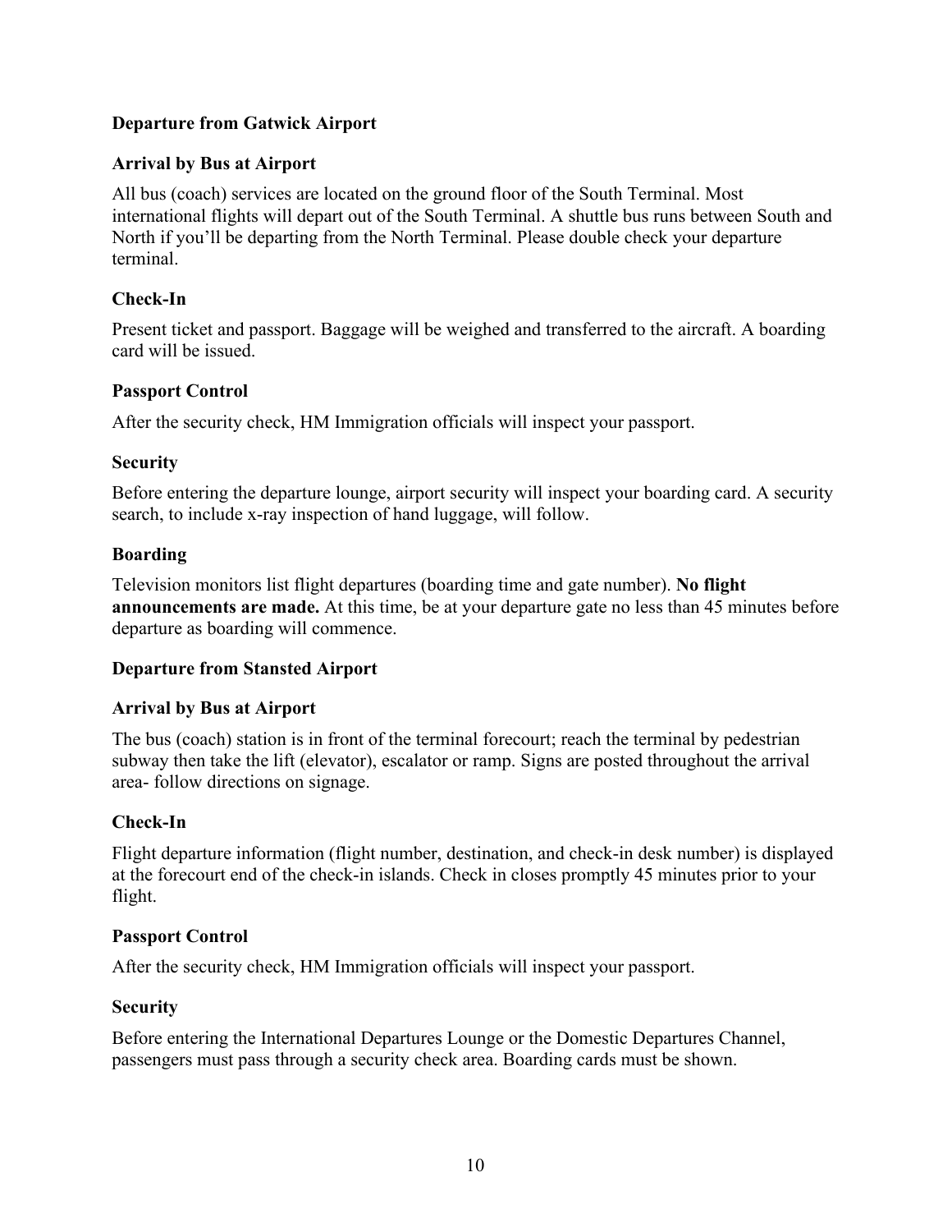## Departure from Gatwick Airport

### Arrival by Bus at Airport

All bus (coach) services are located on the ground floor of the South Terminal. Most international flights will depart out of the South Terminal. A shuttle bus runs between South and North if you'll be departing from the North Terminal. Please double check your departure terminal.

### Check-In

Present ticket and passport. Baggage will be weighed and transferred to the aircraft. A boarding card will be issued.

### Passport Control

After the security check, HM Immigration officials will inspect your passport.

### Security

Before entering the departure lounge, airport security will inspect your boarding card. A security search, to include x-ray inspection of hand luggage, will follow.

### Boarding

Television monitors list flight departures (boarding time and gate number). **No flight announcements are made.** At this time, be at your departure gate no less than 45 minutes before departure as boarding will commence.

## Departure from Stansted Airport

### Arrival by Bus at Airport

The bus (coach) station is in front of the terminal forecourt; reach the terminal by pedestrian subway then take the lift (elevator), escalator or ramp. Signs are posted throughout the arrival area- follow directions on signage.

### Check-In

Flight departure information (flight number, destination, and check-in desk number) is displayed at the forecourt end of the check-in islands. Check in closes promptly 45 minutes prior to your flight.

### Passport Control

After the security check, HM Immigration officials will inspect your passport.

### Security

Before entering the International Departures Lounge or the Domestic Departures Channel, passengers must pass through a security check area. Boarding cards must be shown.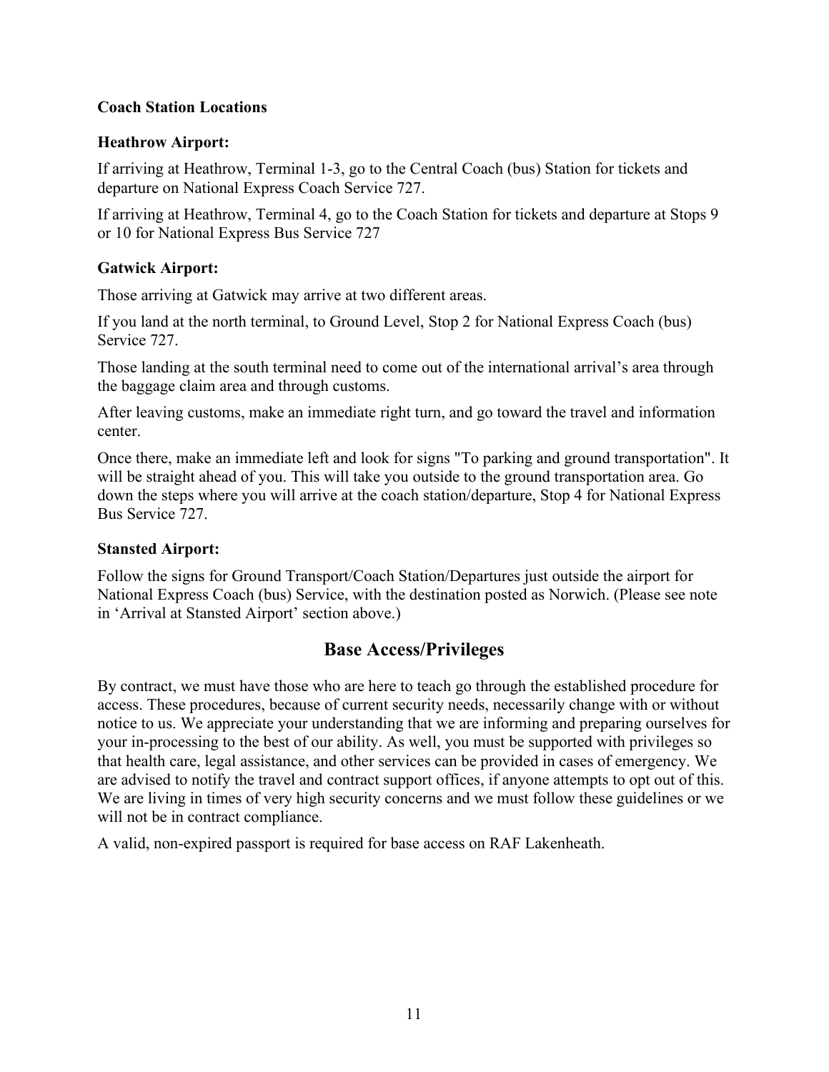**Coach Station Locations**

**Heathrow Airport:**

If arriving at Heathrow, Terminal 1-3, go to the Central Coach (bus) Station for tickets and departure on National Express Coach Service 727.

If arriving at Heathrow, Terminal 4, go to the Coach Station for tickets and departure at Stops 9 or 10 for National Express Bus Service 727

**Gatwick Airport:**

Those arriving at Gatwick may arrive at two different areas.

If you land at the north terminal, to Ground Level, Stop 2 for National Express Coach (bus) Service 727.

Those landing at the south terminal need to come out of the international arrival's area through the baggage claim area and through customs.

After leaving customs, make an immediate right turn, and go toward the travel and information center.

Once there, make an immediate left and look for signs "To parking and ground transportation". It will be straight ahead of you. This will take you outside to the ground transportation area. Go down the steps where you will arrive at the coach station/departure, Stop 4 for National Express Bus Service 727.

**Stansted Airport:**

Follow the signs for Ground Transport/Coach Station/Departures just outside the airport for National Express Coach (bus) Service, with the destination posted as Norwich. (Please see note in 'Arrival at Stansted Airport' section above.)

## Base Access/Privileges

By contract, we must have those who are here to teach go through the established procedure for access. These procedures, because of current security needs, necessarily change with or without notice to us. We appreciate your understanding that we are informing and preparing ourselves for your in-processing to the best of our ability. As well, you must be supported with privileges so that health care, legal assistance, and other services can be provided in cases of emergency. We are advised to notify the travel and contract support offices, if anyone attempts to opt out of this. We are living in times of very high security concerns and we must follow these guidelines or we will not be in contract compliance.

A valid, non-expired passport is required for base access on RAF Lakenheath.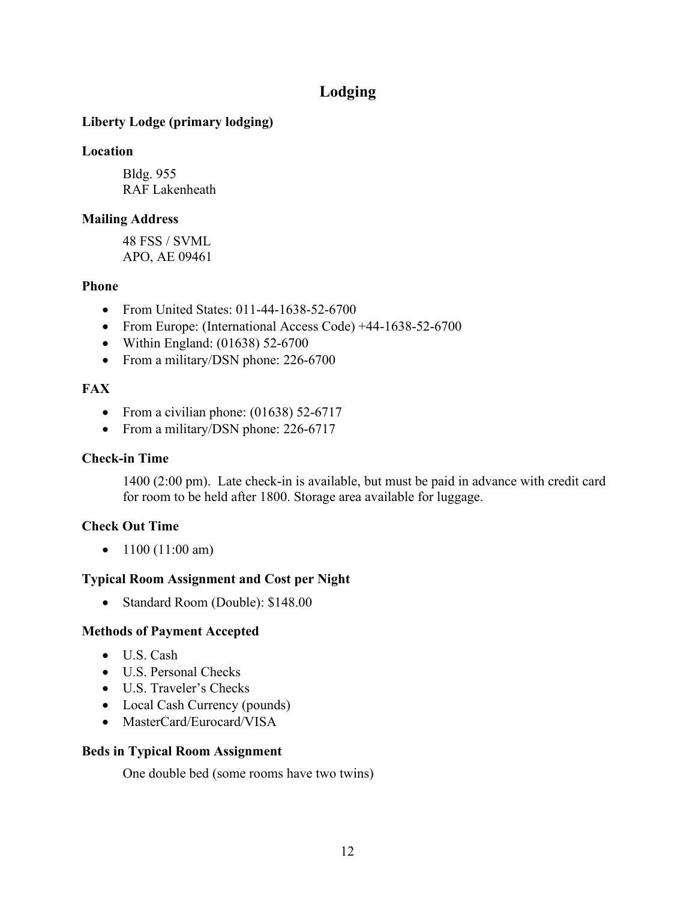## Lodging

**Liberty Lodge (primary lodging)**

**Location**

Bldg. 955
RAF Lakenheath

**Mailing Address**

48 FSS / SVML
APO, AE 09461

**Phone**

- From United States: 011-44-1638-52-6700
- From Europe: (International Access Code) +44-1638-52-6700
- Within England: (01638) 52-6700
- From a military/DSN phone: 226-6700

**FAX**

- From a civilian phone: (01638) 52-6717
- From a military/DSN phone: 226-6717

**Check-in Time**

1400 (2:00 pm). Late check-in is available, but must be paid in advance with credit card for room to be held after 1800. Storage area available for luggage.

**Check Out Time**

- 1100 (11:00 am)

**Typical Room Assignment and Cost per Night**

- Standard Room (Double): $148.00

**Methods of Payment Accepted**

- U.S. Cash
- U.S. Personal Checks
- U.S. Traveler's Checks
- Local Cash Currency (pounds)
- MasterCard/Eurocard/VISA

**Beds in Typical Room Assignment**

One double bed (some rooms have two twins)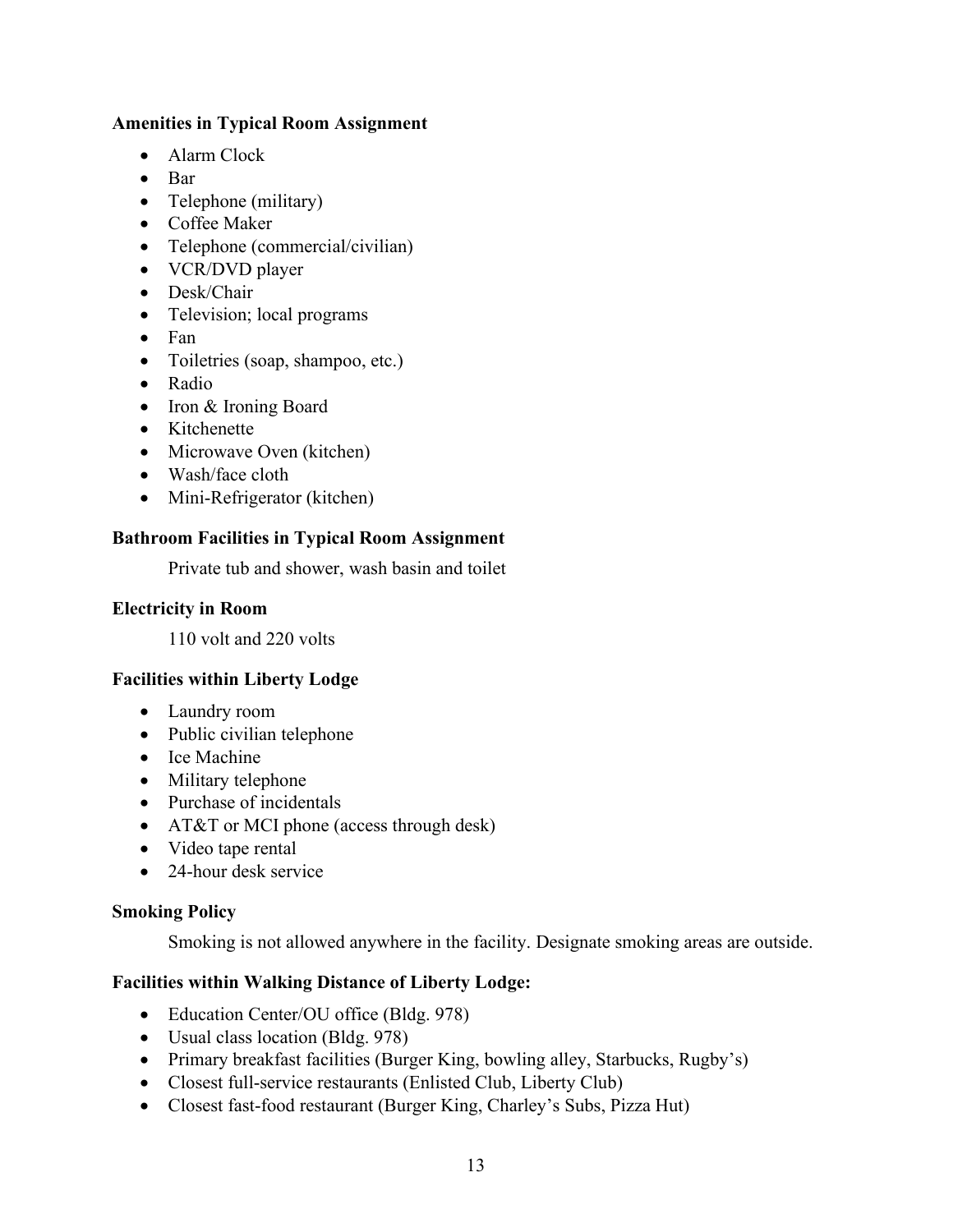**Amenities in Typical Room Assignment**

- Alarm Clock
- Bar
- Telephone (military)
- Coffee Maker
- Telephone (commercial/civilian)
- VCR/DVD player
- Desk/Chair
- Television; local programs
- Fan
- Toiletries (soap, shampoo, etc.)
- Radio
- Iron & Ironing Board
- Kitchenette
- Microwave Oven (kitchen)
- Wash/face cloth
- Mini-Refrigerator (kitchen)

**Bathroom Facilities in Typical Room Assignment**

Private tub and shower, wash basin and toilet

**Electricity in Room**

110 volt and 220 volts

**Facilities within Liberty Lodge**

- Laundry room
- Public civilian telephone
- Ice Machine
- Military telephone
- Purchase of incidentals
- AT&T or MCI phone (access through desk)
- Video tape rental
- 24-hour desk service

**Smoking Policy**

Smoking is not allowed anywhere in the facility. Designate smoking areas are outside.

**Facilities within Walking Distance of Liberty Lodge:**

- Education Center/OU office (Bldg. 978)
- Usual class location (Bldg. 978)
- Primary breakfast facilities (Burger King, bowling alley, Starbucks, Rugby's)
- Closest full-service restaurants (Enlisted Club, Liberty Club)
- Closest fast-food restaurant (Burger King, Charley's Subs, Pizza Hut)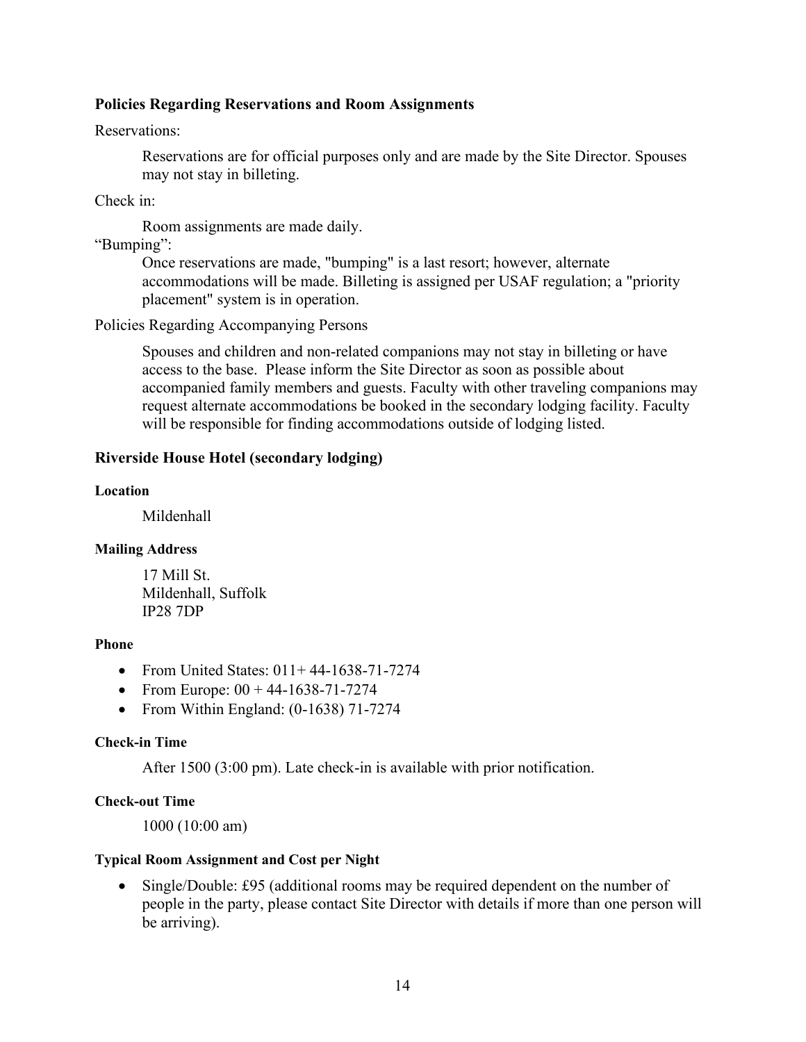**Policies Regarding Reservations and Room Assignments**

Reservations:

> Reservations are for official purposes only and are made by the Site Director. Spouses may not stay in billeting.

Check in:

> Room assignments are made daily.

"Bumping":

> Once reservations are made, "bumping" is a last resort; however, alternate accommodations will be made. Billeting is assigned per USAF regulation; a "priority placement" system is in operation.

Policies Regarding Accompanying Persons

> Spouses and children and non-related companions may not stay in billeting or have access to the base. Please inform the Site Director as soon as possible about accompanied family members and guests. Faculty with other traveling companions may request alternate accommodations be booked in the secondary lodging facility. Faculty will be responsible for finding accommodations outside of lodging listed.

## Riverside House Hotel (secondary lodging)

#### Location

Mildenhall

#### Mailing Address

17 Mill St.
Mildenhall, Suffolk
IP28 7DP

#### Phone

- From United States: 011+ 44-1638-71-7274
- From Europe: 00 + 44-1638-71-7274
- From Within England: (0-1638) 71-7274

#### Check-in Time

After 1500 (3:00 pm). Late check-in is available with prior notification.

#### Check-out Time

1000 (10:00 am)

#### Typical Room Assignment and Cost per Night

- Single/Double: £95 (additional rooms may be required dependent on the number of people in the party, please contact Site Director with details if more than one person will be arriving).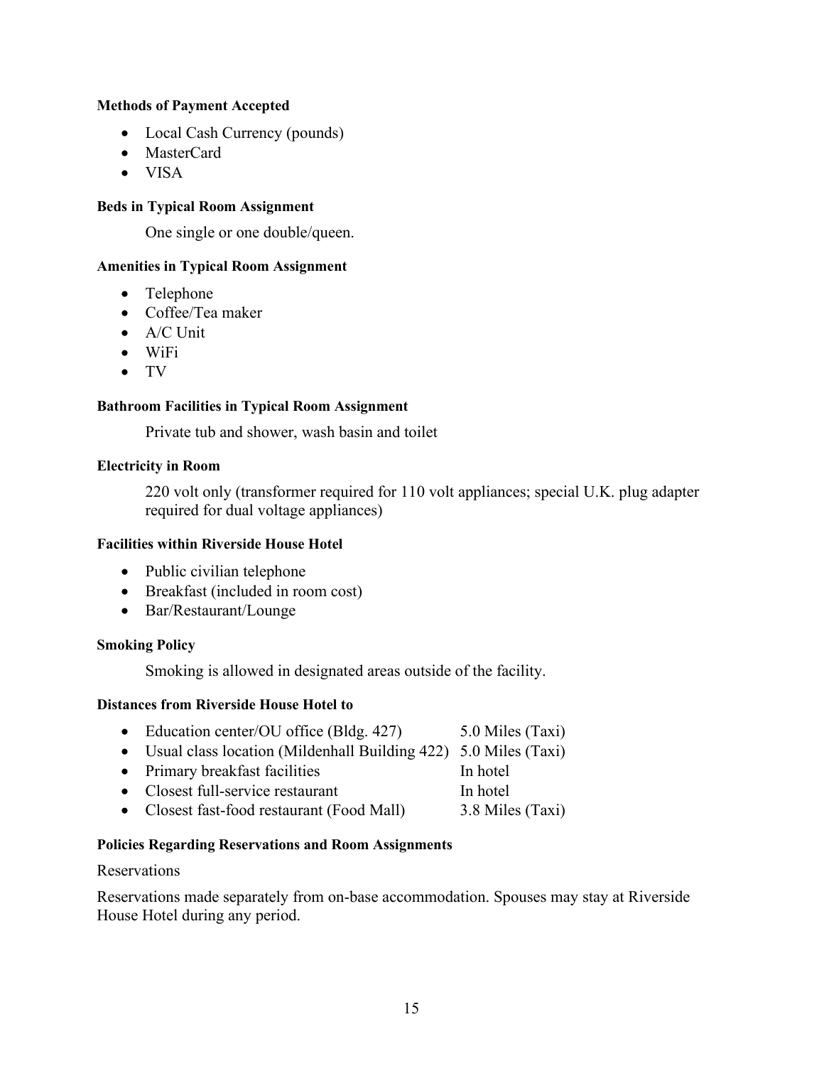**Methods of Payment Accepted**

- Local Cash Currency (pounds)
- MasterCard
- VISA

**Beds in Typical Room Assignment**

One single or one double/queen.

**Amenities in Typical Room Assignment**

- Telephone
- Coffee/Tea maker
- A/C Unit
- WiFi
- TV

**Bathroom Facilities in Typical Room Assignment**

Private tub and shower, wash basin and toilet

**Electricity in Room**

220 volt only (transformer required for 110 volt appliances; special U.K. plug adapter required for dual voltage appliances)

**Facilities within Riverside House Hotel**

- Public civilian telephone
- Breakfast (included in room cost)
- Bar/Restaurant/Lounge

**Smoking Policy**

Smoking is allowed in designated areas outside of the facility.

**Distances from Riverside House Hotel to**

- Education center/OU office (Bldg. 427) 5.0 Miles (Taxi)
- Usual class location (Mildenhall Building 422) 5.0 Miles (Taxi)
- Primary breakfast facilities In hotel
- Closest full-service restaurant In hotel
- Closest fast-food restaurant (Food Mall) 3.8 Miles (Taxi)

**Policies Regarding Reservations and Room Assignments**

Reservations

Reservations made separately from on-base accommodation. Spouses may stay at Riverside House Hotel during any period.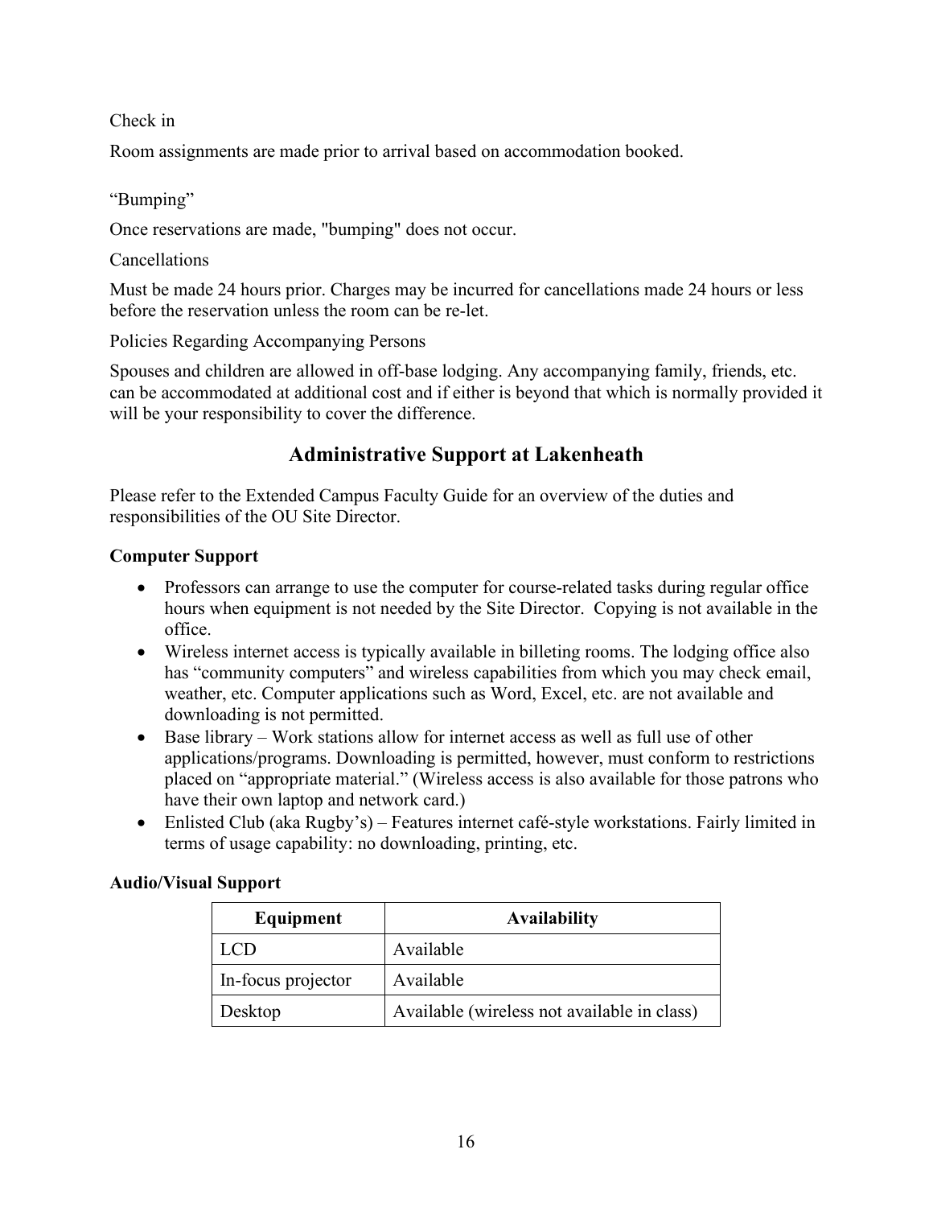Check in

Room assignments are made prior to arrival based on accommodation booked.

“Bumping”

Once reservations are made, "bumping" does not occur.

Cancellations

Must be made 24 hours prior. Charges may be incurred for cancellations made 24 hours or less before the reservation unless the room can be re-let.

Policies Regarding Accompanying Persons

Spouses and children are allowed in off-base lodging. Any accompanying family, friends, etc. can be accommodated at additional cost and if either is beyond that which is normally provided it will be your responsibility to cover the difference.

## Administrative Support at Lakenheath

Please refer to the Extended Campus Faculty Guide for an overview of the duties and responsibilities of the OU Site Director.

**Computer Support**

- Professors can arrange to use the computer for course-related tasks during regular office hours when equipment is not needed by the Site Director. Copying is not available in the office.
- Wireless internet access is typically available in billeting rooms. The lodging office also has “community computers” and wireless capabilities from which you may check email, weather, etc. Computer applications such as Word, Excel, etc. are not available and downloading is not permitted.
- Base library – Work stations allow for internet access as well as full use of other applications/programs. Downloading is permitted, however, must conform to restrictions placed on “appropriate material.” (Wireless access is also available for those patrons who have their own laptop and network card.)
- Enlisted Club (aka Rugby’s) – Features internet café-style workstations. Fairly limited in terms of usage capability: no downloading, printing, etc.

**Audio/Visual Support**

| Equipment | Availability |
| --- | --- |
| LCD | Available |
| In-focus projector | Available |
| Desktop | Available (wireless not available in class) |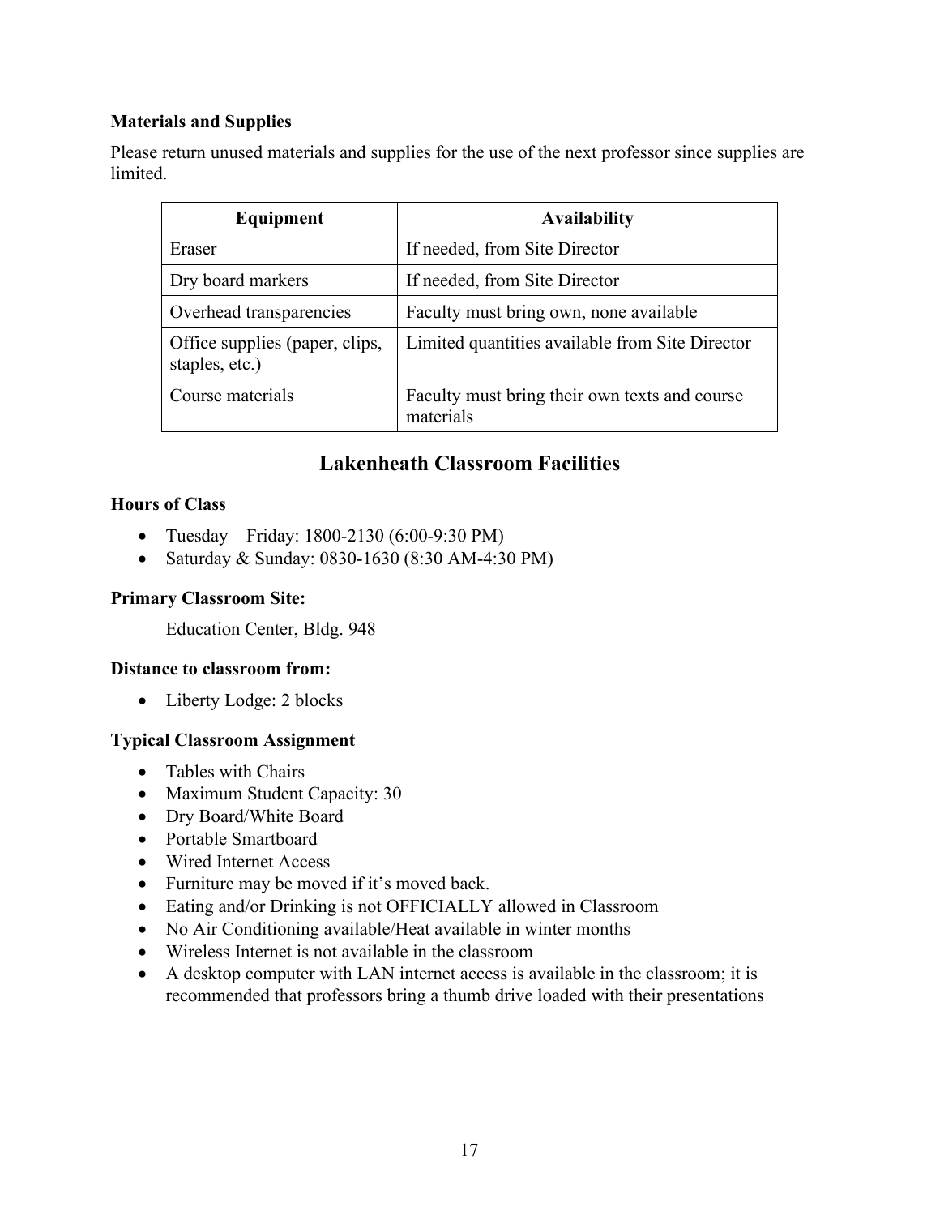**Materials and Supplies**

Please return unused materials and supplies for the use of the next professor since supplies are limited.

| Equipment | Availability |
|---|---|
| Eraser | If needed, from Site Director |
| Dry board markers | If needed, from Site Director |
| Overhead transparencies | Faculty must bring own, none available |
| Office supplies (paper, clips, staples, etc.) | Limited quantities available from Site Director |
| Course materials | Faculty must bring their own texts and course materials |

## Lakenheath Classroom Facilities

**Hours of Class**

- Tuesday – Friday: 1800-2130 (6:00-9:30 PM)
- Saturday & Sunday: 0830-1630 (8:30 AM-4:30 PM)

**Primary Classroom Site:**

Education Center, Bldg. 948

**Distance to classroom from:**

- Liberty Lodge: 2 blocks

**Typical Classroom Assignment**

- Tables with Chairs
- Maximum Student Capacity: 30
- Dry Board/White Board
- Portable Smartboard
- Wired Internet Access
- Furniture may be moved if it's moved back.
- Eating and/or Drinking is not OFFICIALLY allowed in Classroom
- No Air Conditioning available/Heat available in winter months
- Wireless Internet is not available in the classroom
- A desktop computer with LAN internet access is available in the classroom; it is recommended that professors bring a thumb drive loaded with their presentations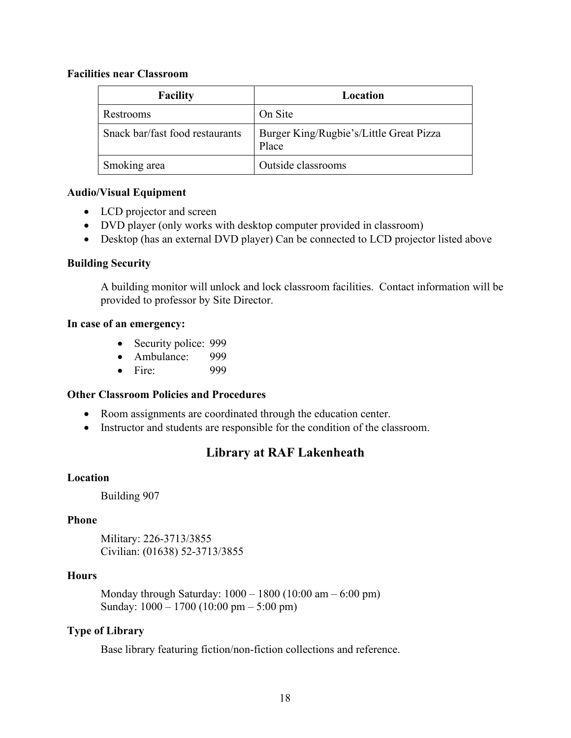**Facilities near Classroom**

| Facility | Location |
| --- | --- |
| Restrooms | On Site |
| Snack bar/fast food restaurants | Burger King/Rugbie's/Little Great Pizza Place |
| Smoking area | Outside classrooms |

**Audio/Visual Equipment**

- LCD projector and screen
- DVD player (only works with desktop computer provided in classroom)
- Desktop (has an external DVD player) Can be connected to LCD projector listed above

**Building Security**

A building monitor will unlock and lock classroom facilities. Contact information will be provided to professor by Site Director.

**In case of an emergency:**

- Security police: 999
- Ambulance: 999
- Fire: 999

**Other Classroom Policies and Procedures**

- Room assignments are coordinated through the education center.
- Instructor and students are responsible for the condition of the classroom.

## Library at RAF Lakenheath

**Location**

Building 907

**Phone**

Military: 226-3713/3855
Civilian: (01638) 52-3713/3855

**Hours**

Monday through Saturday: 1000 – 1800 (10:00 am – 6:00 pm)
Sunday: 1000 – 1700 (10:00 pm – 5:00 pm)

**Type of Library**

Base library featuring fiction/non-fiction collections and reference.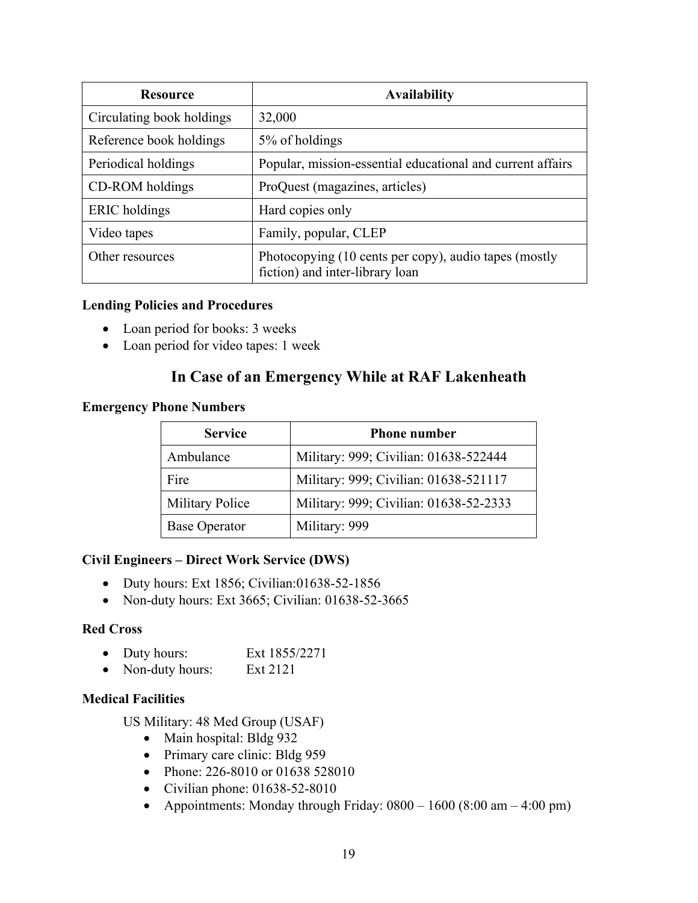| Resource | Availability |
|---|---|
| Circulating book holdings | 32,000 |
| Reference book holdings | 5% of holdings |
| Periodical holdings | Popular, mission-essential educational and current affairs |
| CD-ROM holdings | ProQuest (magazines, articles) |
| ERIC holdings | Hard copies only |
| Video tapes | Family, popular, CLEP |
| Other resources | Photocopying (10 cents per copy), audio tapes (mostly fiction) and inter-library loan |

**Lending Policies and Procedures**

- Loan period for books: 3 weeks
- Loan period for video tapes: 1 week

## In Case of an Emergency While at RAF Lakenheath

**Emergency Phone Numbers**

| Service | Phone number |
|---|---|
| Ambulance | Military: 999; Civilian: 01638-522444 |
| Fire | Military: 999; Civilian: 01638-521117 |
| Military Police | Military: 999; Civilian: 01638-52-2333 |
| Base Operator | Military: 999 |

**Civil Engineers – Direct Work Service (DWS)**

- Duty hours: Ext 1856; Civilian:01638-52-1856
- Non-duty hours: Ext 3665; Civilian: 01638-52-3665

**Red Cross**

- Duty hours: Ext 1855/2271
- Non-duty hours: Ext 2121

**Medical Facilities**

US Military: 48 Med Group (USAF)

- Main hospital: Bldg 932
- Primary care clinic: Bldg 959
- Phone: 226-8010 or 01638 528010
- Civilian phone: 01638-52-8010
- Appointments: Monday through Friday: 0800 – 1600 (8:00 am – 4:00 pm)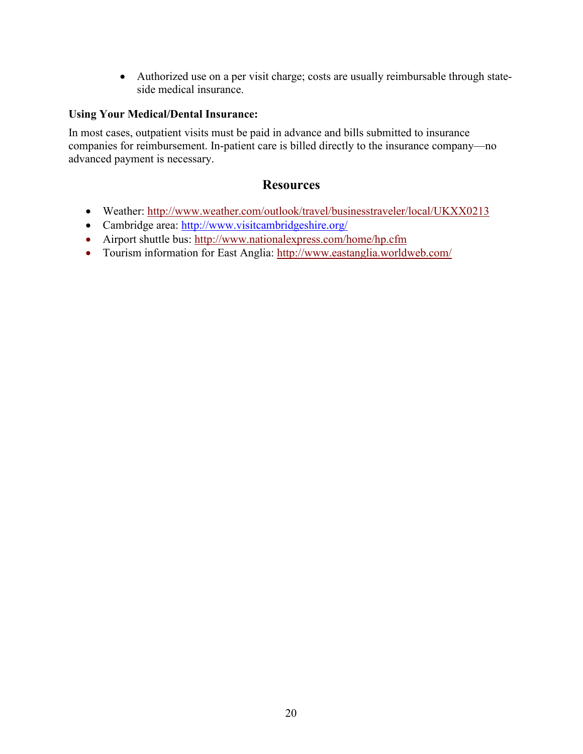- Authorized use on a per visit charge; costs are usually reimbursable through state-side medical insurance.

**Using Your Medical/Dental Insurance:**

In most cases, outpatient visits must be paid in advance and bills submitted to insurance companies for reimbursement. In-patient care is billed directly to the insurance company—no advanced payment is necessary.

## Resources

- Weather: http://www.weather.com/outlook/travel/businesstraveler/local/UKXX0213
- Cambridge area: http://www.visitcambridgeshire.org/
- Airport shuttle bus: http://www.nationalexpress.com/home/hp.cfm
- Tourism information for East Anglia: http://www.eastanglia.worldweb.com/